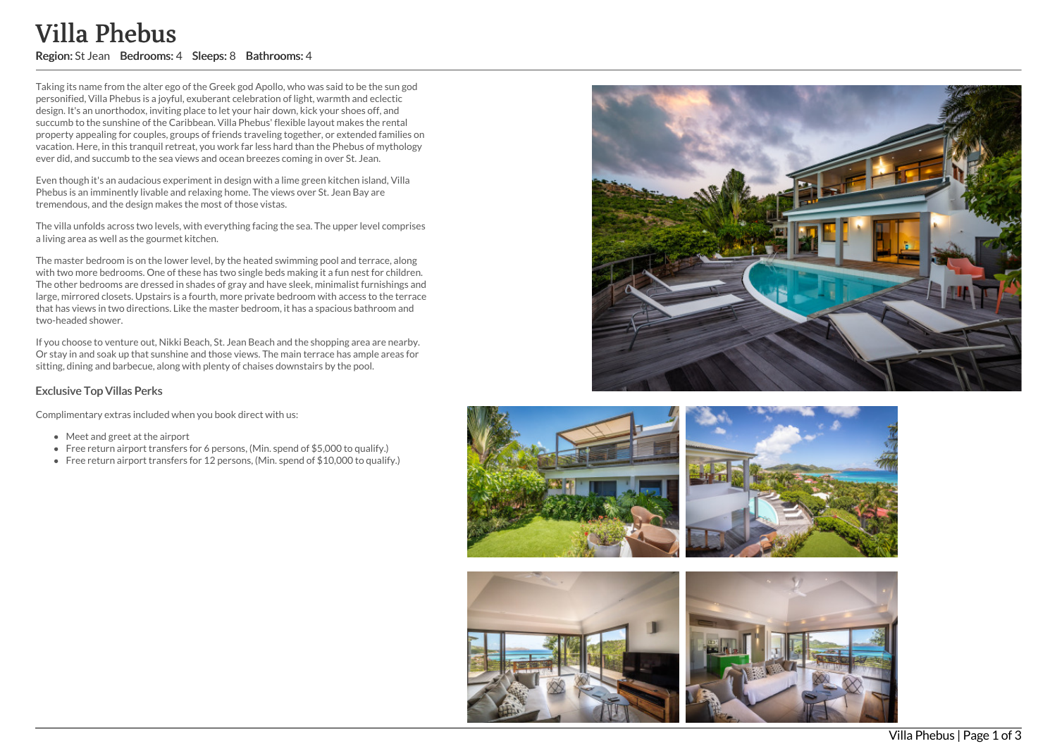# Villa Phebus

**Region:** St Jean **Bedrooms:** 4 **Sleeps:** 8 **Bathrooms:** 4

Taking its name from the alter ego of the Greek god Apollo, who was said to be the sun god personified, Villa Phebus is a joyful, exuberant celebration of light, warmth and eclectic design. It's an unorthodox, inviting place to let your hair down, kick your shoes off, and succumb to the sunshine of the Caribbean. Villa Phebus' flexible layout makes the rental property appealing for couples, groups of friends traveling together, or extended families on vacation. Here, in this tranquil retreat, you work far less hard than the Phebus of mythology ever did, and succumb to the sea views and ocean breezes coming in over St. Jean.

Even though it's an audacious experiment in design with a lime green kitchen island, Villa Phebus is an imminently livable and relaxing home. The views over St. Jean Bay are tremendous, and the design makes the most of those vistas.

The villa unfolds across two levels, with everything facing the sea. The upper level comprises a living area as well as the gourmet kitchen.

The master bedroom is on the lower level, by the heated swimming pool and terrace, along with two more bedrooms. One of these has two single beds making it a fun nest for children. The other bedrooms are dressed in shades of gray and have sleek, minimalist furnishings and large, mirrored closets. Upstairs is a fourth, more private bedroom with access to the terrace that has views in two directions. Like the master bedroom, it has a spacious bathroom and two-headed shower.

If you choose to venture out, Nikki Beach, St. Jean Beach and the shopping area are nearby. Or stay in and soak up that sunshine and those views. The main terrace has ample areas for sitting, dining and barbecue, along with plenty of chaises downstairs by the pool.

### Exclusive Top Villas Perks

Complimentary extras included when you book direct with us:

- Meet and greet at the airport
- Free return airport transfers for 6 persons, (Min. spend of $5,000 to qualify.)
- Free return airport transfers for 12 persons, (Min. spend of $10,000 to qualify.)